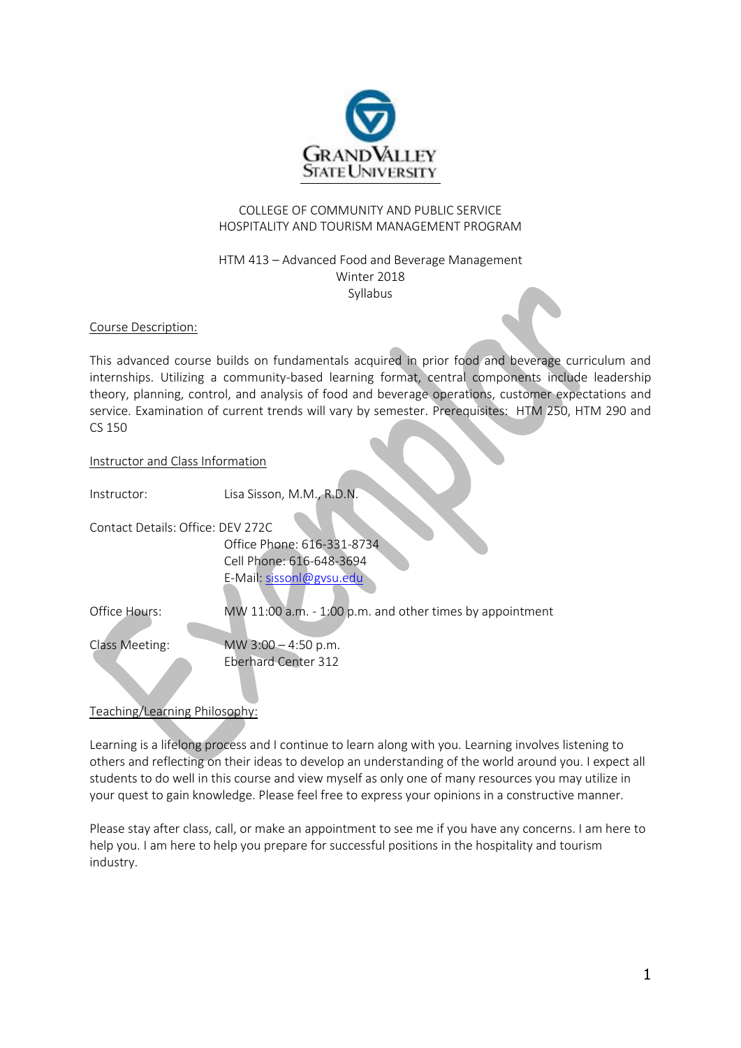COLLEGE OF COMMUNITY AND PUBLIC SERVICE
HOSPITALITY AND TOURISM MANAGEMENT PROGRAM

HTM 413 – Advanced Food and Beverage Management
Winter 2018
Syllabus

## Course Description:

This advanced course builds on fundamentals acquired in prior food and beverage curriculum and internships. Utilizing a community-based learning format, central components include leadership theory, planning, control, and analysis of food and beverage operations, customer expectations and service. Examination of current trends will vary by semester. Prerequisites: HTM 250, HTM 290 and CS 150

## Instructor and Class Information

Instructor: Lisa Sisson, M.M., R.D.N.

Contact Details: Office: DEV 272C
Office Phone: 616-331-8734
Cell Phone: 616-648-3694
E-Mail: sissonl@gvsu.edu

Office Hours: MW 11:00 a.m. - 1:00 p.m. and other times by appointment

Class Meeting: MW 3:00 – 4:50 p.m.
Eberhard Center 312

## Teaching/Learning Philosophy:

Learning is a lifelong process and I continue to learn along with you. Learning involves listening to others and reflecting on their ideas to develop an understanding of the world around you. I expect all students to do well in this course and view myself as only one of many resources you may utilize in your quest to gain knowledge. Please feel free to express your opinions in a constructive manner.

Please stay after class, call, or make an appointment to see me if you have any concerns. I am here to help you. I am here to help you prepare for successful positions in the hospitality and tourism industry.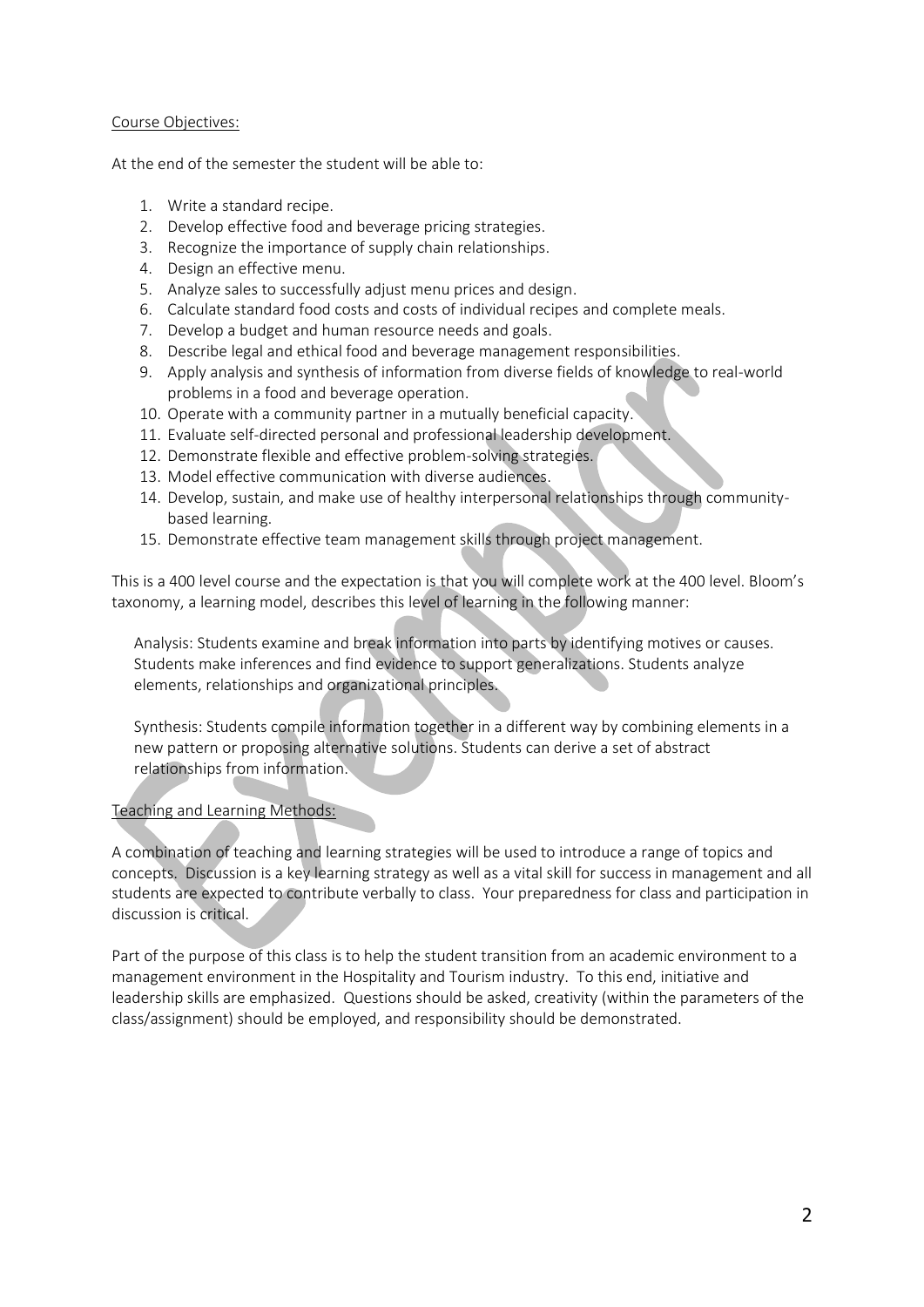Course Objectives:

At the end of the semester the student will be able to:

1. Write a standard recipe.
2. Develop effective food and beverage pricing strategies.
3. Recognize the importance of supply chain relationships.
4. Design an effective menu.
5. Analyze sales to successfully adjust menu prices and design.
6. Calculate standard food costs and costs of individual recipes and complete meals.
7. Develop a budget and human resource needs and goals.
8. Describe legal and ethical food and beverage management responsibilities.
9. Apply analysis and synthesis of information from diverse fields of knowledge to real-world problems in a food and beverage operation.
10. Operate with a community partner in a mutually beneficial capacity.
11. Evaluate self-directed personal and professional leadership development.
12. Demonstrate flexible and effective problem-solving strategies.
13. Model effective communication with diverse audiences.
14. Develop, sustain, and make use of healthy interpersonal relationships through community-based learning.
15. Demonstrate effective team management skills through project management.

This is a 400 level course and the expectation is that you will complete work at the 400 level. Bloom's taxonomy, a learning model, describes this level of learning in the following manner:

> Analysis: Students examine and break information into parts by identifying motives or causes. Students make inferences and find evidence to support generalizations. Students analyze elements, relationships and organizational principles.
>
> Synthesis: Students compile information together in a different way by combining elements in a new pattern or proposing alternative solutions. Students can derive a set of abstract relationships from information.

Teaching and Learning Methods:

A combination of teaching and learning strategies will be used to introduce a range of topics and concepts. Discussion is a key learning strategy as well as a vital skill for success in management and all students are expected to contribute verbally to class. Your preparedness for class and participation in discussion is critical.

Part of the purpose of this class is to help the student transition from an academic environment to a management environment in the Hospitality and Tourism industry. To this end, initiative and leadership skills are emphasized. Questions should be asked, creativity (within the parameters of the class/assignment) should be employed, and responsibility should be demonstrated.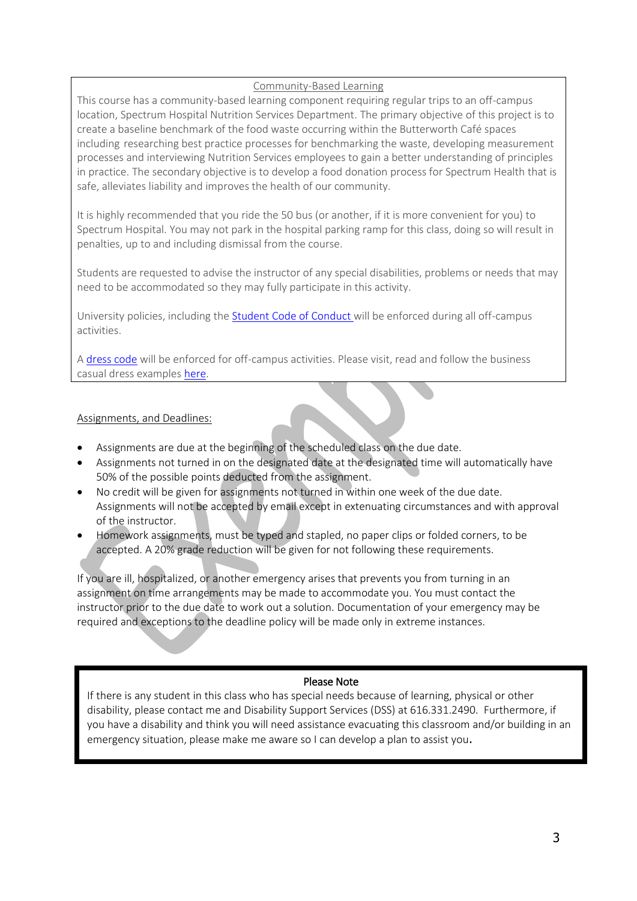## Community-Based Learning

This course has a community-based learning component requiring regular trips to an off-campus location, Spectrum Hospital Nutrition Services Department. The primary objective of this project is to create a baseline benchmark of the food waste occurring within the Butterworth Café spaces including researching best practice processes for benchmarking the waste, developing measurement processes and interviewing Nutrition Services employees to gain a better understanding of principles in practice. The secondary objective is to develop a food donation process for Spectrum Health that is safe, alleviates liability and improves the health of our community.

It is highly recommended that you ride the 50 bus (or another, if it is more convenient for you) to Spectrum Hospital. You may not park in the hospital parking ramp for this class, doing so will result in penalties, up to and including dismissal from the course.

Students are requested to advise the instructor of any special disabilities, problems or needs that may need to be accommodated so they may fully participate in this activity.

University policies, including the Student Code of Conduct will be enforced during all off-campus activities.

A dress code will be enforced for off-campus activities. Please visit, read and follow the business casual dress examples here.

## Assignments, and Deadlines:

- Assignments are due at the beginning of the scheduled class on the due date.
- Assignments not turned in on the designated date at the designated time will automatically have 50% of the possible points deducted from the assignment.
- No credit will be given for assignments not turned in within one week of the due date. Assignments will not be accepted by email except in extenuating circumstances and with approval of the instructor.
- Homework assignments, must be typed and stapled, no paper clips or folded corners, to be accepted. A 20% grade reduction will be given for not following these requirements.

If you are ill, hospitalized, or another emergency arises that prevents you from turning in an assignment on time arrangements may be made to accommodate you. You must contact the instructor prior to the due date to work out a solution. Documentation of your emergency may be required and exceptions to the deadline policy will be made only in extreme instances.

### Please Note

If there is any student in this class who has special needs because of learning, physical or other disability, please contact me and Disability Support Services (DSS) at 616.331.2490. Furthermore, if you have a disability and think you will need assistance evacuating this classroom and/or building in an emergency situation, please make me aware so I can develop a plan to assist you**.**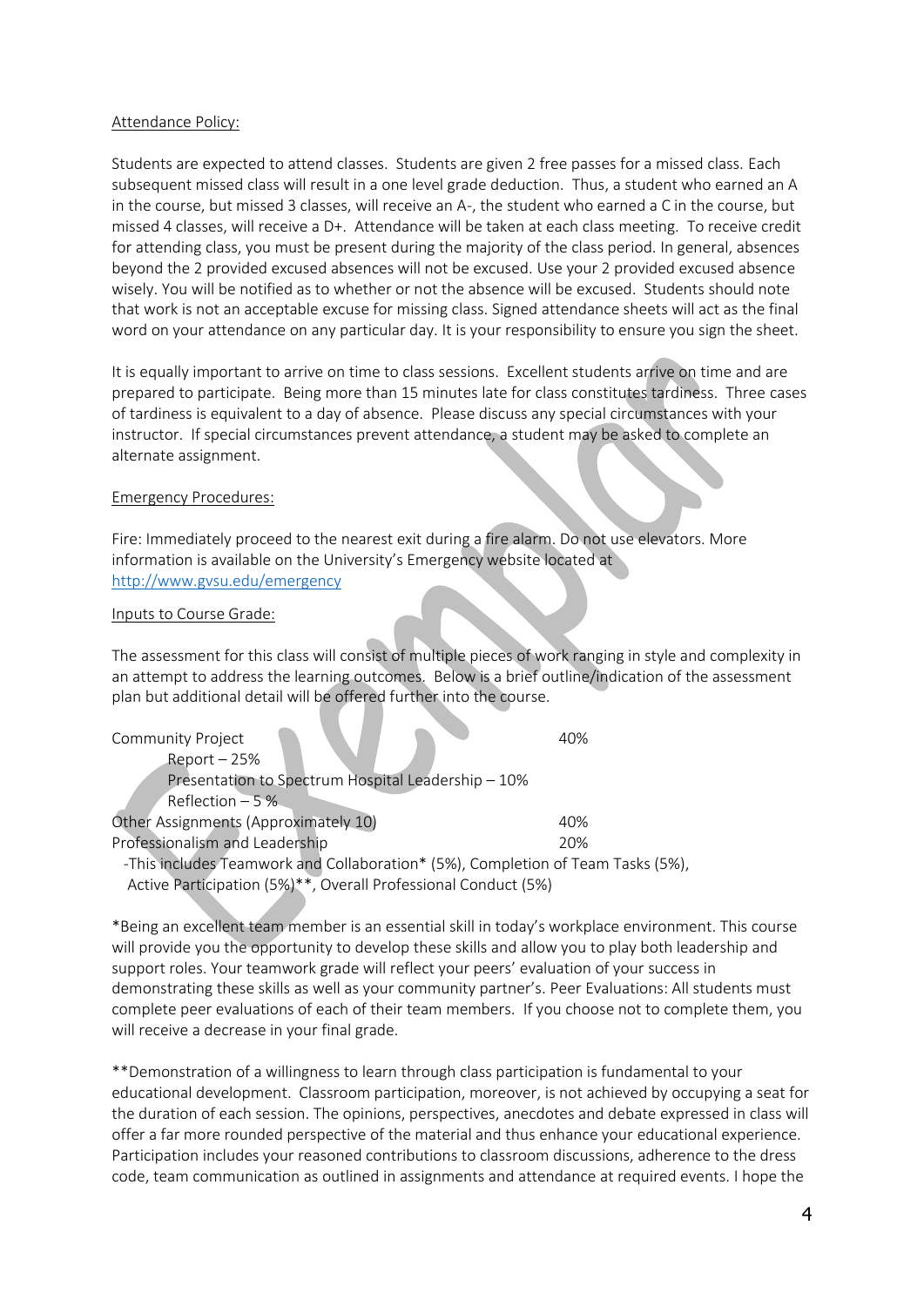Attendance Policy:

Students are expected to attend classes. Students are given 2 free passes for a missed class. Each subsequent missed class will result in a one level grade deduction. Thus, a student who earned an A in the course, but missed 3 classes, will receive an A-, the student who earned a C in the course, but missed 4 classes, will receive a D+. Attendance will be taken at each class meeting. To receive credit for attending class, you must be present during the majority of the class period. In general, absences beyond the 2 provided excused absences will not be excused. Use your 2 provided excused absence wisely. You will be notified as to whether or not the absence will be excused. Students should note that work is not an acceptable excuse for missing class. Signed attendance sheets will act as the final word on your attendance on any particular day. It is your responsibility to ensure you sign the sheet.

It is equally important to arrive on time to class sessions. Excellent students arrive on time and are prepared to participate. Being more than 15 minutes late for class constitutes tardiness. Three cases of tardiness is equivalent to a day of absence. Please discuss any special circumstances with your instructor. If special circumstances prevent attendance, a student may be asked to complete an alternate assignment.

Emergency Procedures:

Fire: Immediately proceed to the nearest exit during a fire alarm. Do not use elevators. More information is available on the University's Emergency website located at [http://www.gvsu.edu/emergency](http://www.gvsu.edu/emergency)

Inputs to Course Grade:

The assessment for this class will consist of multiple pieces of work ranging in style and complexity in an attempt to address the learning outcomes. Below is a brief outline/indication of the assessment plan but additional detail will be offered further into the course.

| | |
|---|---|
| Community Project | 40% |
| &nbsp;&nbsp;&nbsp;&nbsp;Report – 25% | |
| &nbsp;&nbsp;&nbsp;&nbsp;Presentation to Spectrum Hospital Leadership – 10% | |
| &nbsp;&nbsp;&nbsp;&nbsp;Reflection – 5 % | |
| Other Assignments (Approximately 10) | 40% |
| Professionalism and Leadership | 20% |

-This includes Teamwork and Collaboration* (5%), Completion of Team Tasks (5%), Active Participation (5%)**, Overall Professional Conduct (5%)

*Being an excellent team member is an essential skill in today's workplace environment. This course will provide you the opportunity to develop these skills and allow you to play both leadership and support roles. Your teamwork grade will reflect your peers' evaluation of your success in demonstrating these skills as well as your community partner's. Peer Evaluations: All students must complete peer evaluations of each of their team members. If you choose not to complete them, you will receive a decrease in your final grade.

**Demonstration of a willingness to learn through class participation is fundamental to your educational development. Classroom participation, moreover, is not achieved by occupying a seat for the duration of each session. The opinions, perspectives, anecdotes and debate expressed in class will offer a far more rounded perspective of the material and thus enhance your educational experience. Participation includes your reasoned contributions to classroom discussions, adherence to the dress code, team communication as outlined in assignments and attendance at required events. I hope the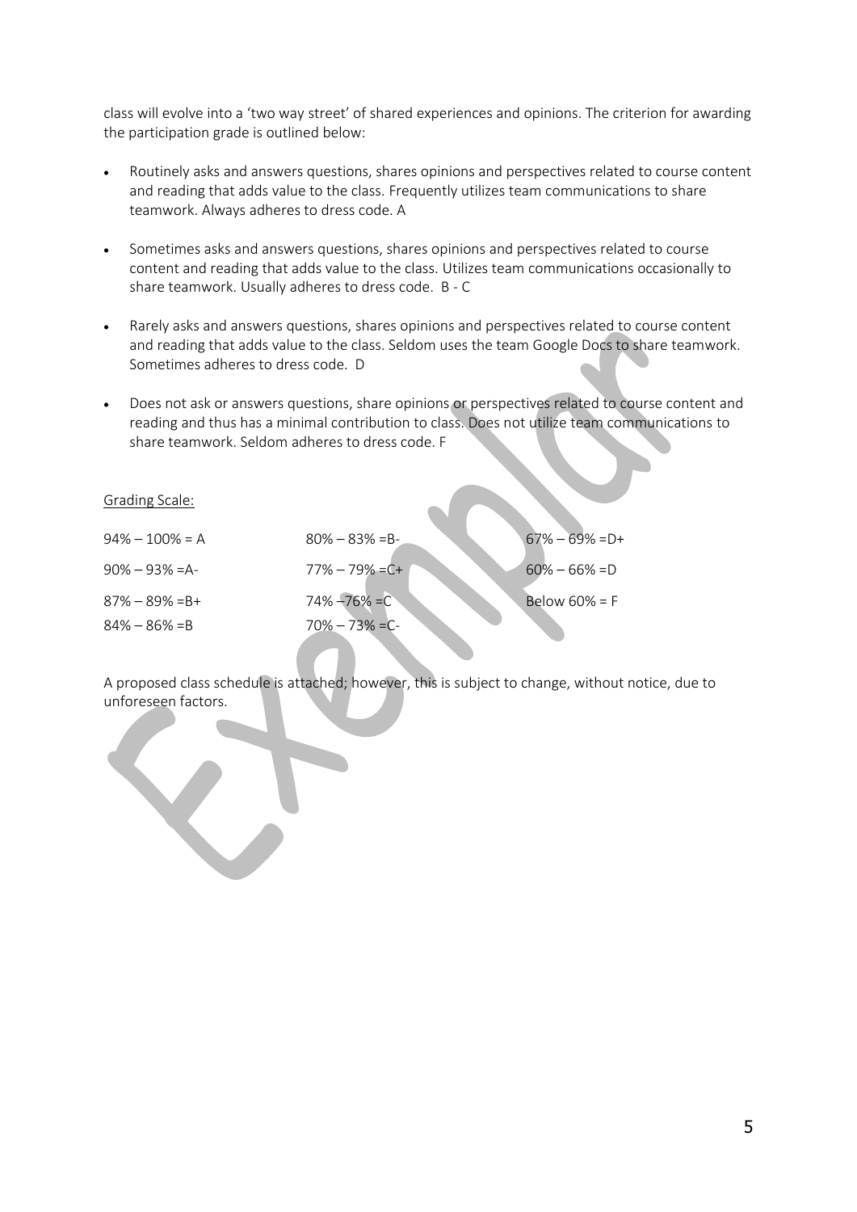class will evolve into a 'two way street' of shared experiences and opinions. The criterion for awarding the participation grade is outlined below:

- Routinely asks and answers questions, shares opinions and perspectives related to course content and reading that adds value to the class. Frequently utilizes team communications to share teamwork. Always adheres to dress code. A
- Sometimes asks and answers questions, shares opinions and perspectives related to course content and reading that adds value to the class. Utilizes team communications occasionally to share teamwork. Usually adheres to dress code. B - C
- Rarely asks and answers questions, shares opinions and perspectives related to course content and reading that adds value to the class. Seldom uses the team Google Docs to share teamwork. Sometimes adheres to dress code. D
- Does not ask or answers questions, share opinions or perspectives related to course content and reading and thus has a minimal contribution to class. Does not utilize team communications to share teamwork. Seldom adheres to dress code. F

Grading Scale:

| | | |
|---|---|---|
| 94% – 100% = A | 80% – 83% =B- | 67% – 69% =D+ |
| 90% – 93% =A- | 77% – 79% =C+ | 60% – 66% =D |
| 87% – 89% =B+ | 74% –76% =C | Below 60% = F |
| 84% – 86% =B | 70% – 73% =C- | |

A proposed class schedule is attached; however, this is subject to change, without notice, due to unforeseen factors.